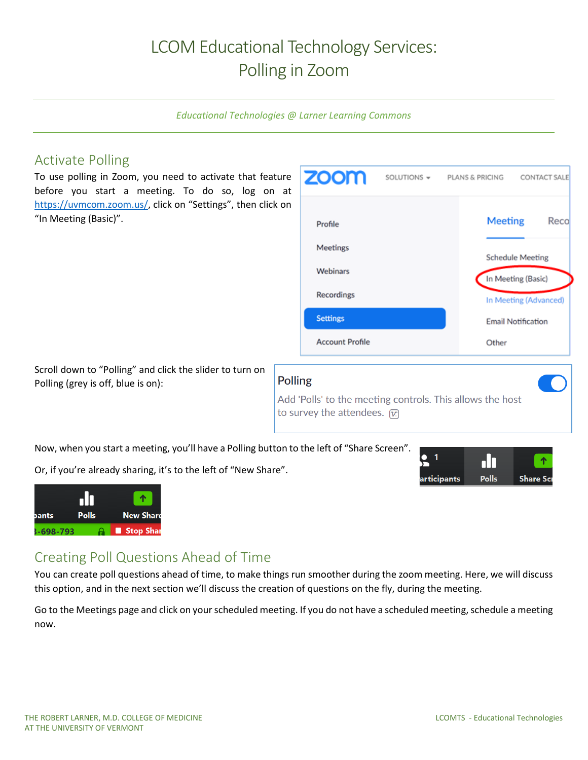# LCOM Educational Technology Services: Polling in Zoom

*Educational Technologies @ Larner Learning Commons*

## Activate Polling

To use polling in Zoom, you need to activate that feature before you start a meeting. To do so, log on at https://uvmcom.zoom.us/, click on "Settings", then click on "In Meeting (Basic)".

Scroll down to "Polling" and click the slider to turn on Polling (grey is off, blue is on):

Now, when you start a meeting, you'll have a Polling button to the left of "Share Screen".

Or, if you're already sharing, it's to the left of "New Share".

## Creating Poll Questions Ahead of Time

You can create poll questions ahead of time, to make things run smoother during the zoom meeting. Here, we will discuss this option, and in the next section we'll discuss the creation of questions on the fly, during the meeting.

Go to the Meetings page and click on your scheduled meeting. If you do not have a scheduled meeting, schedule a meeting now.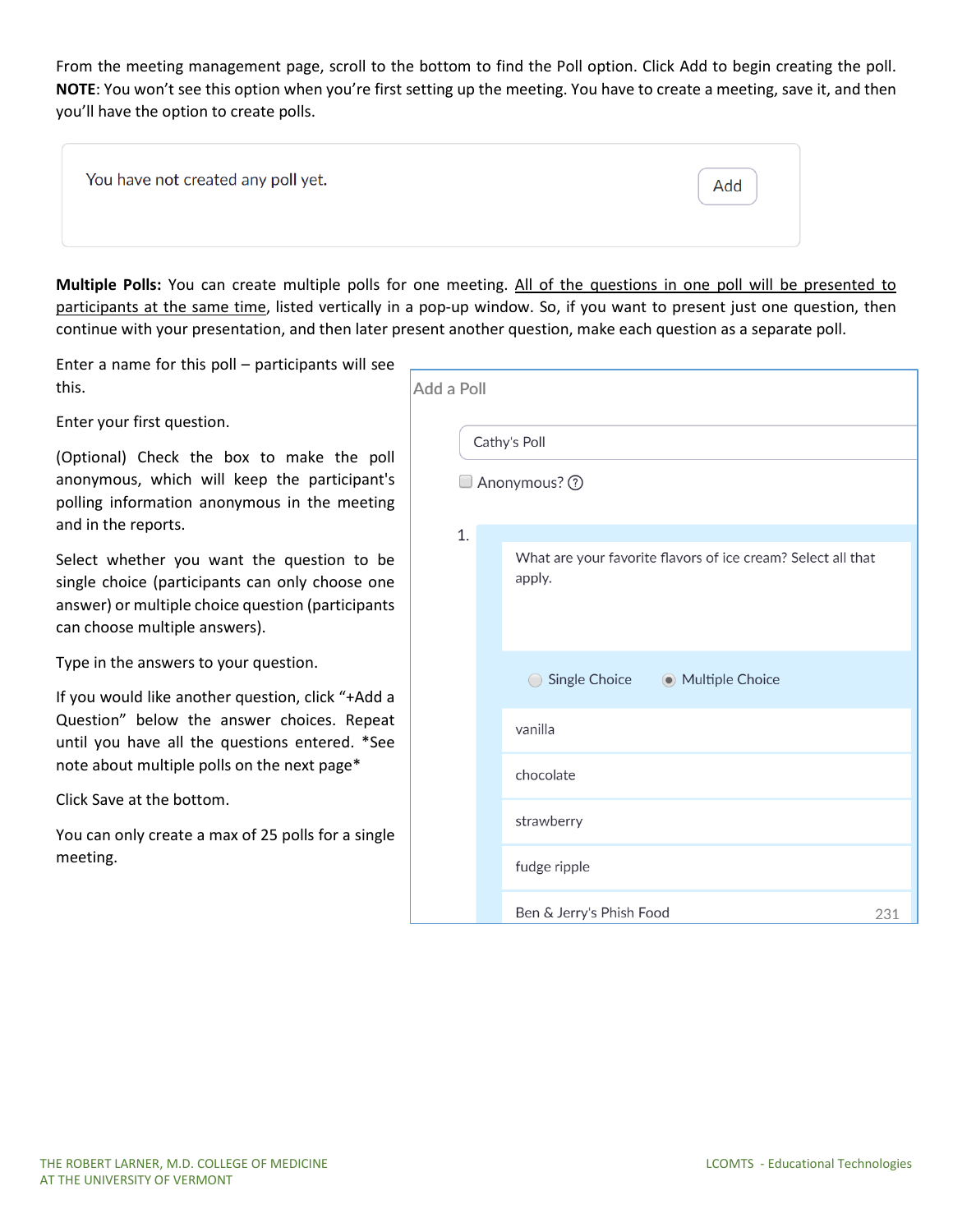From the meeting management page, scroll to the bottom to find the Poll option. Click Add to begin creating the poll. **NOTE**: You won't see this option when you're first setting up the meeting. You have to create a meeting, save it, and then you'll have the option to create polls.

You have not created any poll yet. Add

**Multiple Polls:** You can create multiple polls for one meeting. All of the questions in one poll will be presented to participants at the same time, listed vertically in a pop-up window. So, if you want to present just one question, then continue with your presentation, and then later present another question, make each question as a separate poll.

Enter a name for this poll – participants will see this.

Enter your first question.

(Optional) Check the box to make the poll anonymous, which will keep the participant's polling information anonymous in the meeting and in the reports.

Select whether you want the question to be single choice (participants can only choose one answer) or multiple choice question (participants can choose multiple answers).

Type in the answers to your question.

If you would like another question, click "+Add a Question" below the answer choices. Repeat until you have all the questions entered. *See note about multiple polls on the next page*

Click Save at the bottom.

You can only create a max of 25 polls for a single meeting.

Add a Poll

Cathy's Poll

Anonymous?

1. What are your favorite flavors of ice cream? Select all that apply.

Single Choice | Multiple Choice

vanilla

chocolate

strawberry

fudge ripple

Ben & Jerry's Phish Food 231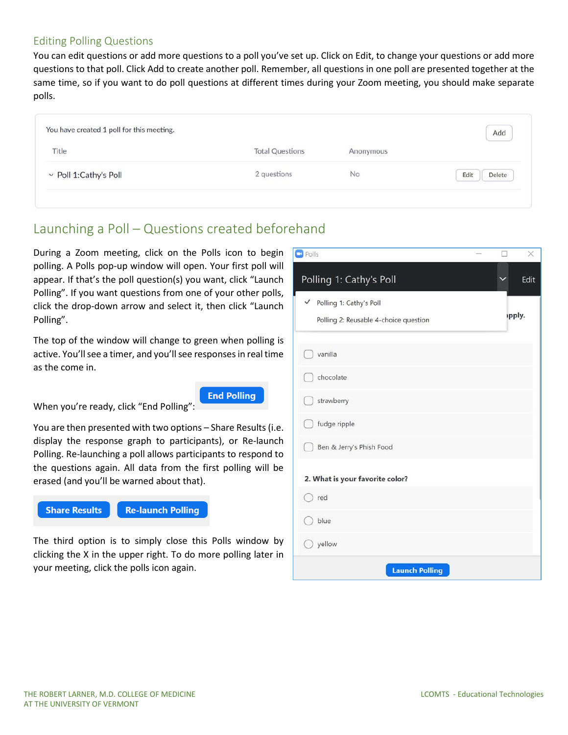## Editing Polling Questions

You can edit questions or add more questions to a poll you've set up. Click on Edit, to change your questions or add more questions to that poll. Click Add to create another poll. Remember, all questions in one poll are presented together at the same time, so if you want to do poll questions at different times during your Zoom meeting, you should make separate polls.

You have created 1 poll for this meeting. Add

| Title | Total Questions | Anonymous | |
|---|---|---|---|
| Poll 1:Cathy's Poll | 2 questions | No | Edit Delete |

## Launching a Poll – Questions created beforehand

During a Zoom meeting, click on the Polls icon to begin polling. A Polls pop-up window will open. Your first poll will appear. If that's the poll question(s) you want, click "Launch Polling". If you want questions from one of your other polls, click the drop-down arrow and select it, then click "Launch Polling".

The top of the window will change to green when polling is active. You'll see a timer, and you'll see responses in real time as the come in.

When you're ready, click "End Polling": **End Polling**

You are then presented with two options – Share Results (i.e. display the response graph to participants), or Re-launch Polling. Re-launching a poll allows participants to respond to the questions again. All data from the first polling will be erased (and you'll be warned about that).

**Share Results** **Re-launch Polling**

The third option is to simply close this Polls window by clicking the X in the upper right. To do more polling later in your meeting, click the polls icon again.

Polls

Polling 1: Cathy's Poll — Edit

- ✓ Polling 1: Cathy's Poll
- Polling 2: Reusable 4-choice question

pply.

- vanilla
- chocolate
- strawberry
- fudge ripple
- Ben & Jerry's Phish Food

**2. What is your favorite color?**

- red
- blue
- yellow

**Launch Polling**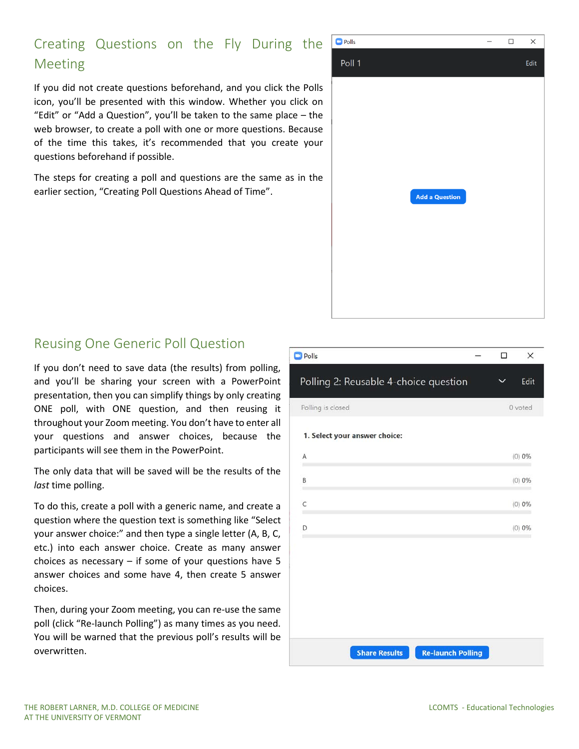## Creating Questions on the Fly During the Meeting

If you did not create questions beforehand, and you click the Polls icon, you'll be presented with this window. Whether you click on "Edit" or "Add a Question", you'll be taken to the same place – the web browser, to create a poll with one or more questions. Because of the time this takes, it's recommended that you create your questions beforehand if possible.

The steps for creating a poll and questions are the same as in the earlier section, "Creating Poll Questions Ahead of Time".

## Reusing One Generic Poll Question

If you don't need to save data (the results) from polling, and you'll be sharing your screen with a PowerPoint presentation, then you can simplify things by only creating ONE poll, with ONE question, and then reusing it throughout your Zoom meeting. You don't have to enter all your questions and answer choices, because the participants will see them in the PowerPoint.

The only data that will be saved will be the results of the *last* time polling.

To do this, create a poll with a generic name, and create a question where the question text is something like "Select your answer choice:" and then type a single letter (A, B, C, etc.) into each answer choice. Create as many answer choices as necessary – if some of your questions have 5 answer choices and some have 4, then create 5 answer choices.

Then, during your Zoom meeting, you can re-use the same poll (click "Re-launch Polling") as many times as you need. You will be warned that the previous poll's results will be overwritten.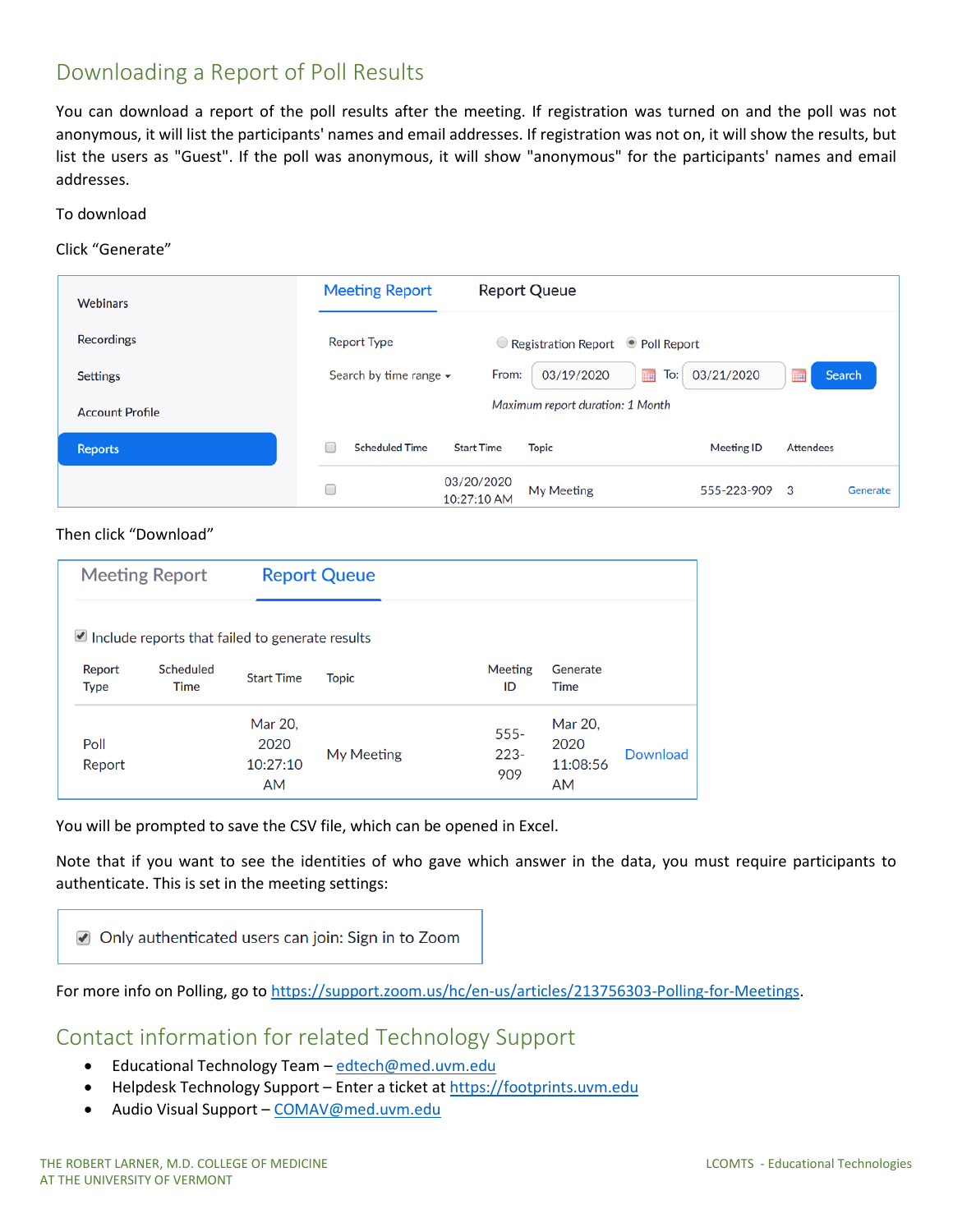## Downloading a Report of Poll Results

You can download a report of the poll results after the meeting. If registration was turned on and the poll was not anonymous, it will list the participants' names and email addresses. If registration was not on, it will show the results, but list the users as "Guest". If the poll was anonymous, it will show "anonymous" for the participants' names and email addresses.

To download

Click "Generate"

Then click "Download"

You will be prompted to save the CSV file, which can be opened in Excel.

Note that if you want to see the identities of who gave which answer in the data, you must require participants to authenticate. This is set in the meeting settings:

For more info on Polling, go to https://support.zoom.us/hc/en-us/articles/213756303-Polling-for-Meetings.

## Contact information for related Technology Support

- Educational Technology Team – edtech@med.uvm.edu
- Helpdesk Technology Support – Enter a ticket at https://footprints.uvm.edu
- Audio Visual Support – COMAV@med.uvm.edu